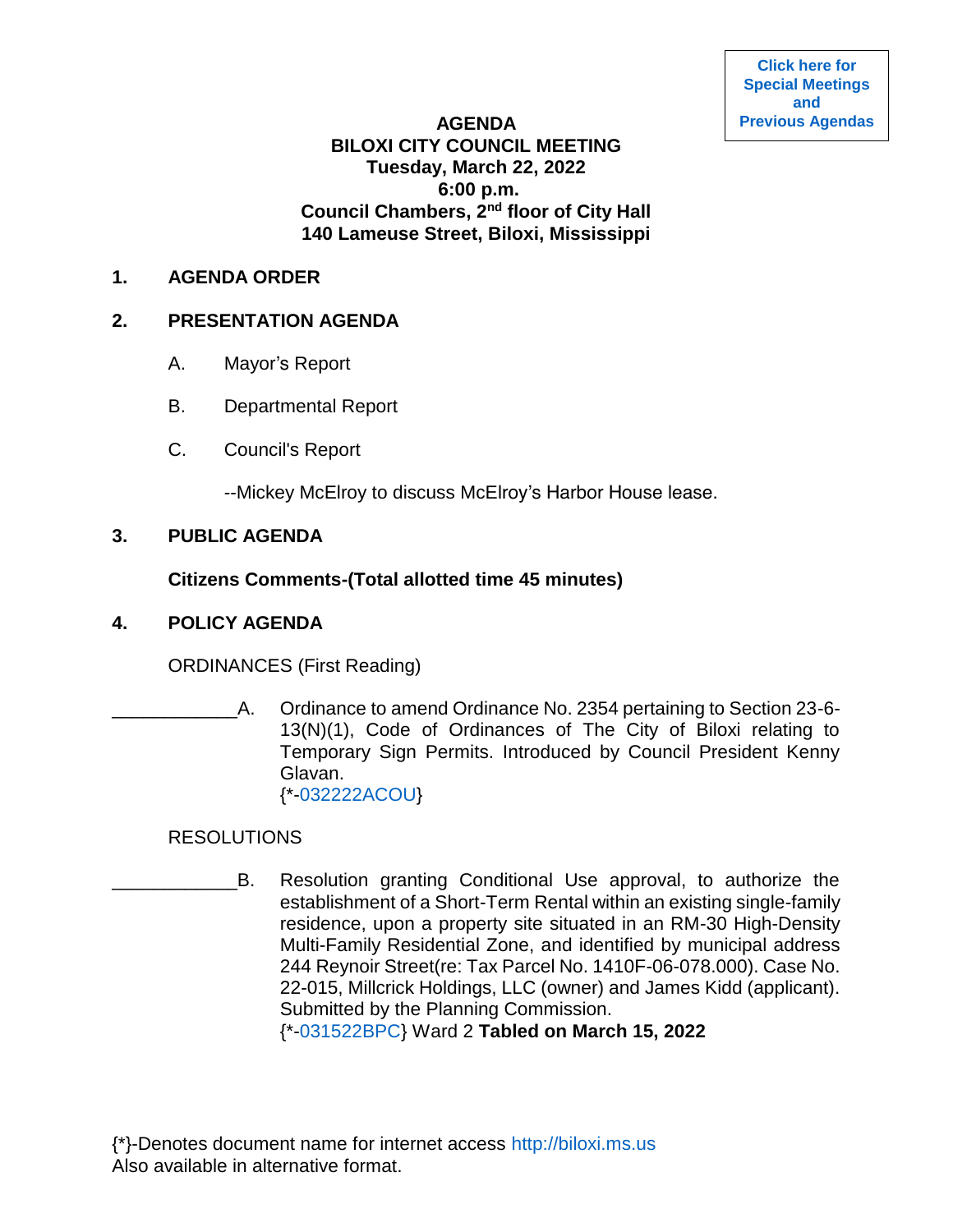**Click here for Special Meetings and Previous Agendas**

# AGENDA
## BILOXI CITY COUNCIL MEETING
**Tuesday, March 22, 2022**
**6:00 p.m.**
**Council Chambers, 2nd floor of City Hall**
**140 Lameuse Street, Biloxi, Mississippi**

**1. AGENDA ORDER**

**2. PRESENTATION AGENDA**

A. Mayor's Report

B. Departmental Report

C. Council's Report

--Mickey McElroy to discuss McElroy's Harbor House lease.

**3. PUBLIC AGENDA**

**Citizens Comments-(Total allotted time 45 minutes)**

**4. POLICY AGENDA**

ORDINANCES (First Reading)

____________A. Ordinance to amend Ordinance No. 2354 pertaining to Section 23-6-13(N)(1), Code of Ordinances of The City of Biloxi relating to Temporary Sign Permits. Introduced by Council President Kenny Glavan.
{*-032222ACOU}

RESOLUTIONS

____________B. Resolution granting Conditional Use approval, to authorize the establishment of a Short-Term Rental within an existing single-family residence, upon a property site situated in an RM-30 High-Density Multi-Family Residential Zone, and identified by municipal address 244 Reynoir Street(re: Tax Parcel No. 1410F-06-078.000). Case No. 22-015, Millcrick Holdings, LLC (owner) and James Kidd (applicant). Submitted by the Planning Commission.
{*-031522BPC} Ward 2 **Tabled on March 15, 2022**

{*}-Denotes document name for internet access http://biloxi.ms.us
Also available in alternative format.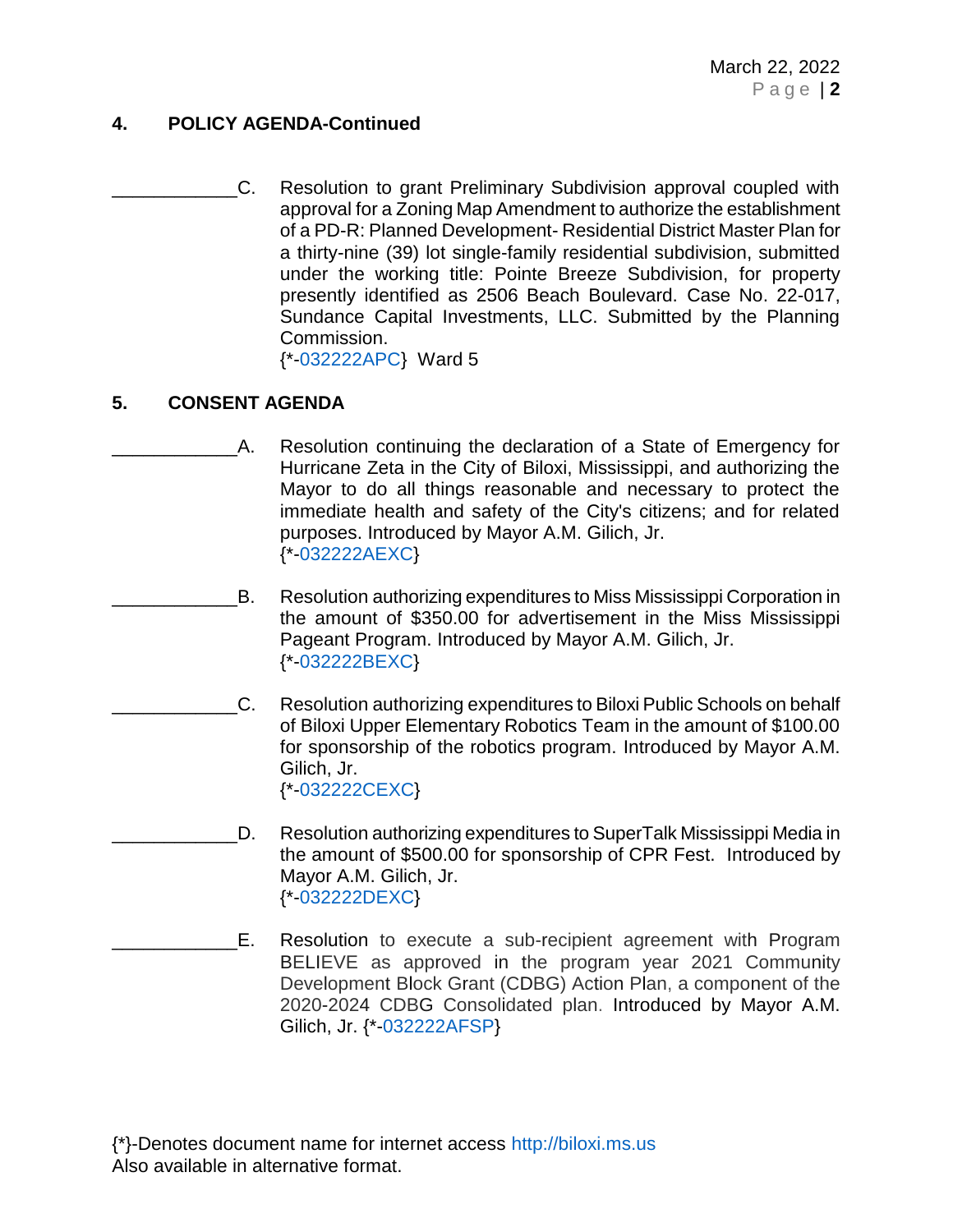## 4. POLICY AGENDA-Continued

____________C. Resolution to grant Preliminary Subdivision approval coupled with approval for a Zoning Map Amendment to authorize the establishment of a PD-R: Planned Development- Residential District Master Plan for a thirty-nine (39) lot single-family residential subdivision, submitted under the working title: Pointe Breeze Subdivision, for property presently identified as 2506 Beach Boulevard. Case No. 22-017, Sundance Capital Investments, LLC. Submitted by the Planning Commission.
{*-032222APC} Ward 5

## 5. CONSENT AGENDA

____________A. Resolution continuing the declaration of a State of Emergency for Hurricane Zeta in the City of Biloxi, Mississippi, and authorizing the Mayor to do all things reasonable and necessary to protect the immediate health and safety of the City's citizens; and for related purposes. Introduced by Mayor A.M. Gilich, Jr.
{*-032222AEXC}

____________B. Resolution authorizing expenditures to Miss Mississippi Corporation in the amount of $350.00 for advertisement in the Miss Mississippi Pageant Program. Introduced by Mayor A.M. Gilich, Jr.
{*-032222BEXC}

____________C. Resolution authorizing expenditures to Biloxi Public Schools on behalf of Biloxi Upper Elementary Robotics Team in the amount of $100.00 for sponsorship of the robotics program. Introduced by Mayor A.M. Gilich, Jr.
{*-032222CEXC}

____________D. Resolution authorizing expenditures to SuperTalk Mississippi Media in the amount of $500.00 for sponsorship of CPR Fest. Introduced by Mayor A.M. Gilich, Jr.
{*-032222DEXC}

____________E. Resolution to execute a sub-recipient agreement with Program BELIEVE as approved in the program year 2021 Community Development Block Grant (CDBG) Action Plan, a component of the 2020-2024 CDBG Consolidated plan. Introduced by Mayor A.M. Gilich, Jr. {*-032222AFSP}

{*}-Denotes document name for internet access http://biloxi.ms.us
Also available in alternative format.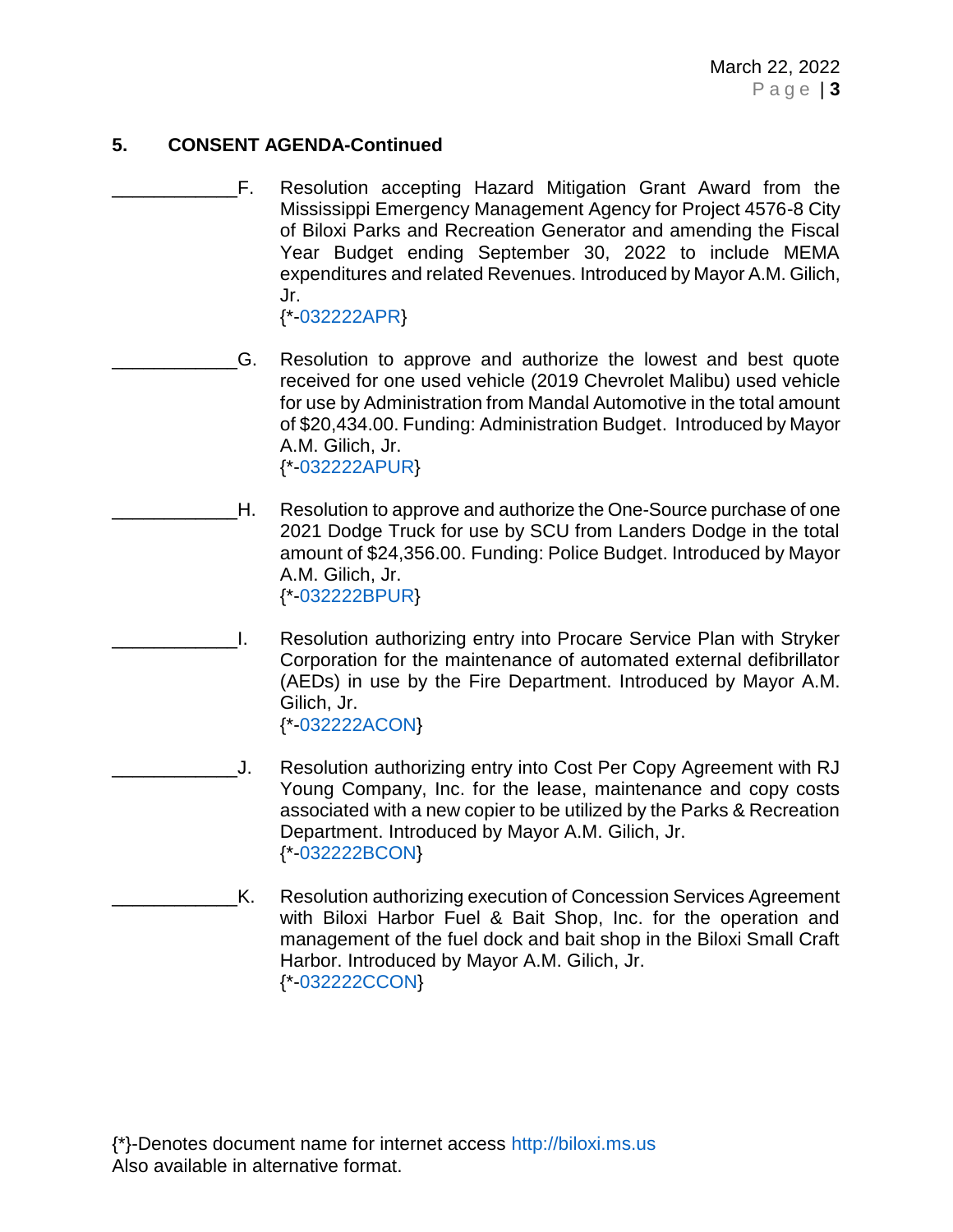**5. CONSENT AGENDA-Continued**

____________F. Resolution accepting Hazard Mitigation Grant Award from the Mississippi Emergency Management Agency for Project 4576-8 City of Biloxi Parks and Recreation Generator and amending the Fiscal Year Budget ending September 30, 2022 to include MEMA expenditures and related Revenues. Introduced by Mayor A.M. Gilich, Jr.
{*-032222APR}

____________G. Resolution to approve and authorize the lowest and best quote received for one used vehicle (2019 Chevrolet Malibu) used vehicle for use by Administration from Mandal Automotive in the total amount of $20,434.00. Funding: Administration Budget. Introduced by Mayor A.M. Gilich, Jr.
{*-032222APUR}

____________H. Resolution to approve and authorize the One-Source purchase of one 2021 Dodge Truck for use by SCU from Landers Dodge in the total amount of $24,356.00. Funding: Police Budget. Introduced by Mayor A.M. Gilich, Jr.
{*-032222BPUR}

____________I. Resolution authorizing entry into Procare Service Plan with Stryker Corporation for the maintenance of automated external defibrillator (AEDs) in use by the Fire Department. Introduced by Mayor A.M. Gilich, Jr.
{*-032222ACON}

____________J. Resolution authorizing entry into Cost Per Copy Agreement with RJ Young Company, Inc. for the lease, maintenance and copy costs associated with a new copier to be utilized by the Parks & Recreation Department. Introduced by Mayor A.M. Gilich, Jr.
{*-032222BCON}

____________K. Resolution authorizing execution of Concession Services Agreement with Biloxi Harbor Fuel & Bait Shop, Inc. for the operation and management of the fuel dock and bait shop in the Biloxi Small Craft Harbor. Introduced by Mayor A.M. Gilich, Jr.
{*-032222CCON}

{*}-Denotes document name for internet access http://biloxi.ms.us
Also available in alternative format.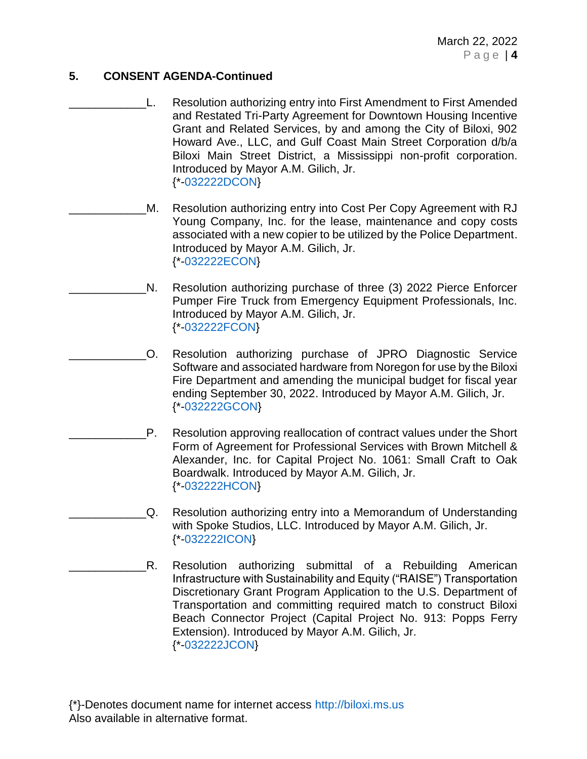## 5. CONSENT AGENDA-Continued

____________L. Resolution authorizing entry into First Amendment to First Amended and Restated Tri-Party Agreement for Downtown Housing Incentive Grant and Related Services, by and among the City of Biloxi, 902 Howard Ave., LLC, and Gulf Coast Main Street Corporation d/b/a Biloxi Main Street District, a Mississippi non-profit corporation. Introduced by Mayor A.M. Gilich, Jr.
{*-032222DCON}

____________M. Resolution authorizing entry into Cost Per Copy Agreement with RJ Young Company, Inc. for the lease, maintenance and copy costs associated with a new copier to be utilized by the Police Department. Introduced by Mayor A.M. Gilich, Jr.
{*-032222ECON}

____________N. Resolution authorizing purchase of three (3) 2022 Pierce Enforcer Pumper Fire Truck from Emergency Equipment Professionals, Inc. Introduced by Mayor A.M. Gilich, Jr.
{*-032222FCON}

____________O. Resolution authorizing purchase of JPRO Diagnostic Service Software and associated hardware from Noregon for use by the Biloxi Fire Department and amending the municipal budget for fiscal year ending September 30, 2022. Introduced by Mayor A.M. Gilich, Jr.
{*-032222GCON}

____________P. Resolution approving reallocation of contract values under the Short Form of Agreement for Professional Services with Brown Mitchell & Alexander, Inc. for Capital Project No. 1061: Small Craft to Oak Boardwalk. Introduced by Mayor A.M. Gilich, Jr.
{*-032222HCON}

____________Q. Resolution authorizing entry into a Memorandum of Understanding with Spoke Studios, LLC. Introduced by Mayor A.M. Gilich, Jr.
{*-032222ICON}

____________R. Resolution authorizing submittal of a Rebuilding American Infrastructure with Sustainability and Equity ("RAISE") Transportation Discretionary Grant Program Application to the U.S. Department of Transportation and committing required match to construct Biloxi Beach Connector Project (Capital Project No. 913: Popps Ferry Extension). Introduced by Mayor A.M. Gilich, Jr.
{*-032222JCON}

{*}-Denotes document name for internet access http://biloxi.ms.us
Also available in alternative format.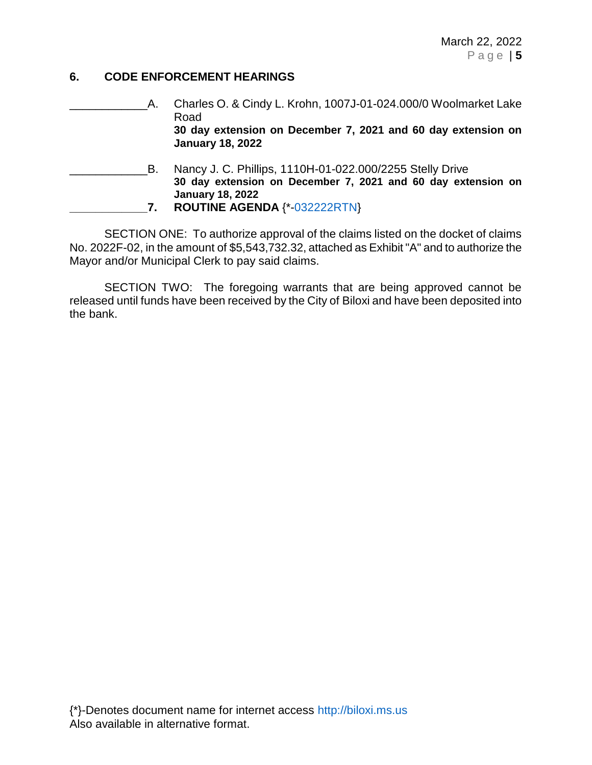## 6. CODE ENFORCEMENT HEARINGS

____________A. Charles O. & Cindy L. Krohn, 1007J-01-024.000/0 Woolmarket Lake Road
**30 day extension on December 7, 2021 and 60 day extension on January 18, 2022**

____________B. Nancy J. C. Phillips, 1110H-01-022.000/2255 Stelly Drive
**30 day extension on December 7, 2021 and 60 day extension on January 18, 2022**

____________**7. ROUTINE AGENDA** {*-032222RTN}

SECTION ONE: To authorize approval of the claims listed on the docket of claims No. 2022F-02, in the amount of $5,543,732.32, attached as Exhibit "A" and to authorize the Mayor and/or Municipal Clerk to pay said claims.

SECTION TWO: The foregoing warrants that are being approved cannot be released until funds have been received by the City of Biloxi and have been deposited into the bank.

{*}-Denotes document name for internet access http://biloxi.ms.us
Also available in alternative format.